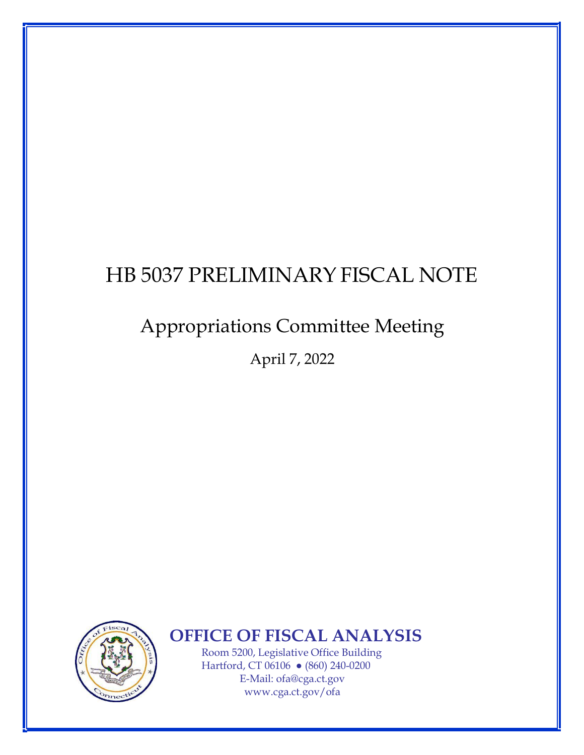# HB 5037 PRELIMINARY FISCAL NOTE

## Appropriations Committee Meeting

April 7, 2022

**OFFICE OF FISCAL ANALYSIS**

Room 5200, Legislative Office Building
Hartford, CT 06106 ● (860) 240-0200
E-Mail: ofa@cga.ct.gov
www.cga.ct.gov/ofa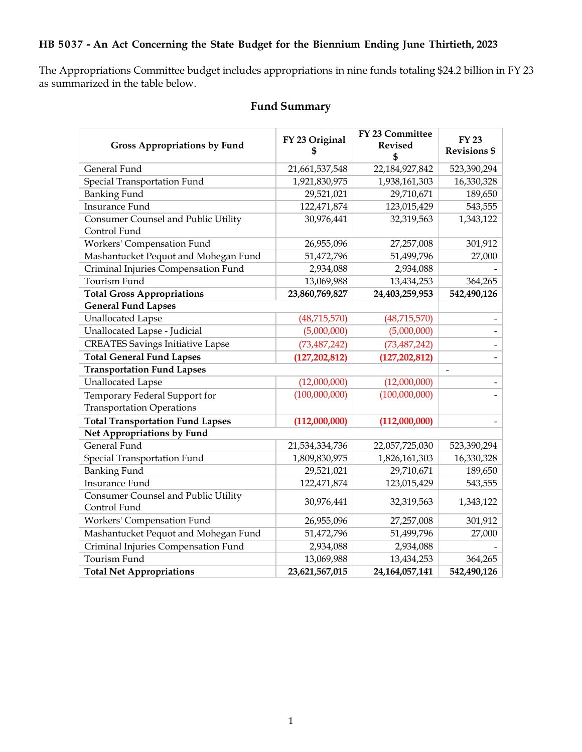**HB 5037 - An Act Concerning the State Budget for the Biennium Ending June Thirtieth, 2023**

The Appropriations Committee budget includes appropriations in nine funds totaling $24.2 billion in FY 23 as summarized in the table below.

## Fund Summary

| Gross Appropriations by Fund | FY 23 Original $ | FY 23 Committee Revised $ | FY 23 Revisions $ |
|---|---|---|---|
| General Fund | 21,661,537,548 | 22,184,927,842 | 523,390,294 |
| Special Transportation Fund | 1,921,830,975 | 1,938,161,303 | 16,330,328 |
| Banking Fund | 29,521,021 | 29,710,671 | 189,650 |
| Insurance Fund | 122,471,874 | 123,015,429 | 543,555 |
| Consumer Counsel and Public Utility Control Fund | 30,976,441 | 32,319,563 | 1,343,122 |
| Workers' Compensation Fund | 26,955,096 | 27,257,008 | 301,912 |
| Mashantucket Pequot and Mohegan Fund | 51,472,796 | 51,499,796 | 27,000 |
| Criminal Injuries Compensation Fund | 2,934,088 | 2,934,088 | - |
| Tourism Fund | 13,069,988 | 13,434,253 | 364,265 |
| **Total Gross Appropriations** | **23,860,769,827** | **24,403,259,953** | **542,490,126** |
| **General Fund Lapses** | | | |
| Unallocated Lapse | (48,715,570) | (48,715,570) | - |
| Unallocated Lapse - Judicial | (5,000,000) | (5,000,000) | - |
| CREATES Savings Initiative Lapse | (73,487,242) | (73,487,242) | - |
| **Total General Fund Lapses** | **(127,202,812)** | **(127,202,812)** | - |
| **Transportation Fund Lapses** | | | - |
| Unallocated Lapse | (12,000,000) | (12,000,000) | - |
| Temporary Federal Support for Transportation Operations | (100,000,000) | (100,000,000) | - |
| **Total Transportation Fund Lapses** | **(112,000,000)** | **(112,000,000)** | - |
| **Net Appropriations by Fund** | | | |
| General Fund | 21,534,334,736 | 22,057,725,030 | 523,390,294 |
| Special Transportation Fund | 1,809,830,975 | 1,826,161,303 | 16,330,328 |
| Banking Fund | 29,521,021 | 29,710,671 | 189,650 |
| Insurance Fund | 122,471,874 | 123,015,429 | 543,555 |
| Consumer Counsel and Public Utility Control Fund | 30,976,441 | 32,319,563 | 1,343,122 |
| Workers' Compensation Fund | 26,955,096 | 27,257,008 | 301,912 |
| Mashantucket Pequot and Mohegan Fund | 51,472,796 | 51,499,796 | 27,000 |
| Criminal Injuries Compensation Fund | 2,934,088 | 2,934,088 | - |
| Tourism Fund | 13,069,988 | 13,434,253 | 364,265 |
| **Total Net Appropriations** | **23,621,567,015** | **24,164,057,141** | **542,490,126** |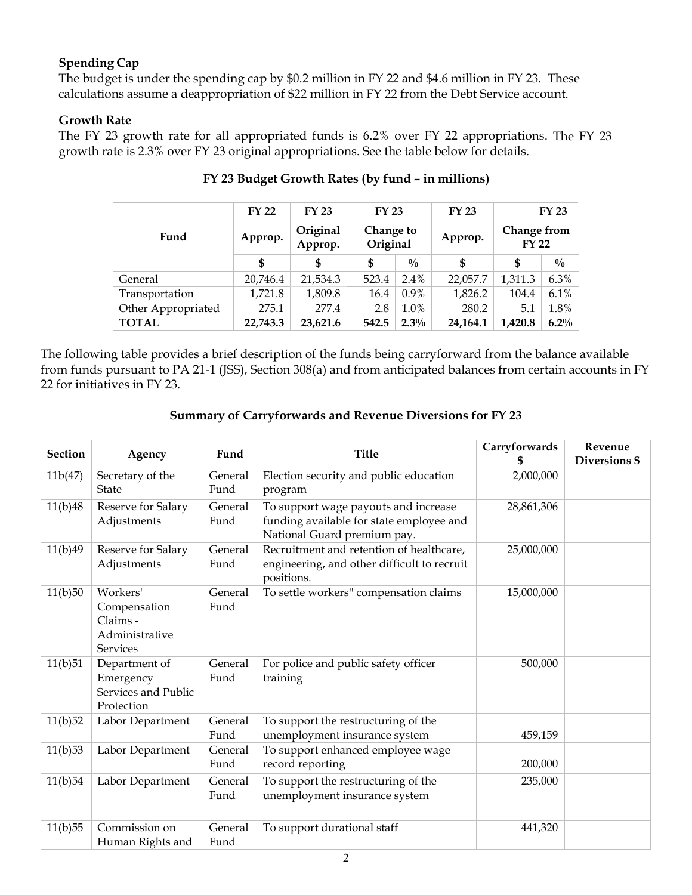**Spending Cap**

The budget is under the spending cap by $0.2 million in FY 22 and $4.6 million in FY 23. These calculations assume a deappropriation of $22 million in FY 22 from the Debt Service account.

**Growth Rate**

The FY 23 growth rate for all appropriated funds is 6.2% over FY 22 appropriations. The FY 23 growth rate is 2.3% over FY 23 original appropriations. See the table below for details.

**FY 23 Budget Growth Rates (by fund – in millions)**

| Fund | FY 22 Approp. | FY 23 Original Approp. | FY 23 Change to Original | | FY 23 Approp. | FY 23 Change from FY 22 | |
|---|---|---|---|---|---|---|---|
| | $ | $ | $ | % | $ | $ | % |
| General | 20,746.4 | 21,534.3 | 523.4 | 2.4% | 22,057.7 | 1,311.3 | 6.3% |
| Transportation | 1,721.8 | 1,809.8 | 16.4 | 0.9% | 1,826.2 | 104.4 | 6.1% |
| Other Appropriated | 275.1 | 277.4 | 2.8 | 1.0% | 280.2 | 5.1 | 1.8% |
| **TOTAL** | **22,743.3** | **23,621.6** | **542.5** | **2.3%** | **24,164.1** | **1,420.8** | **6.2%** |

The following table provides a brief description of the funds being carryforward from the balance available from funds pursuant to PA 21-1 (JSS), Section 308(a) and from anticipated balances from certain accounts in FY 22 for initiatives in FY 23.

**Summary of Carryforwards and Revenue Diversions for FY 23**

| Section | Agency | Fund | Title | Carryforwards $ | Revenue Diversions $ |
|---|---|---|---|---|---|
| 11b(47) | Secretary of the State | General Fund | Election security and public education program | 2,000,000 | |
| 11(b)48 | Reserve for Salary Adjustments | General Fund | To support wage payouts and increase funding available for state employee and National Guard premium pay. | 28,861,306 | |
| 11(b)49 | Reserve for Salary Adjustments | General Fund | Recruitment and retention of healthcare, engineering, and other difficult to recruit positions. | 25,000,000 | |
| 11(b)50 | Workers' Compensation Claims - Administrative Services | General Fund | To settle workers" compensation claims | 15,000,000 | |
| 11(b)51 | Department of Emergency Services and Public Protection | General Fund | For police and public safety officer training | 500,000 | |
| 11(b)52 | Labor Department | General Fund | To support the restructuring of the unemployment insurance system | 459,159 | |
| 11(b)53 | Labor Department | General Fund | To support enhanced employee wage record reporting | 200,000 | |
| 11(b)54 | Labor Department | General Fund | To support the restructuring of the unemployment insurance system | 235,000 | |
| 11(b)55 | Commission on Human Rights and | General Fund | To support durational staff | 441,320 | |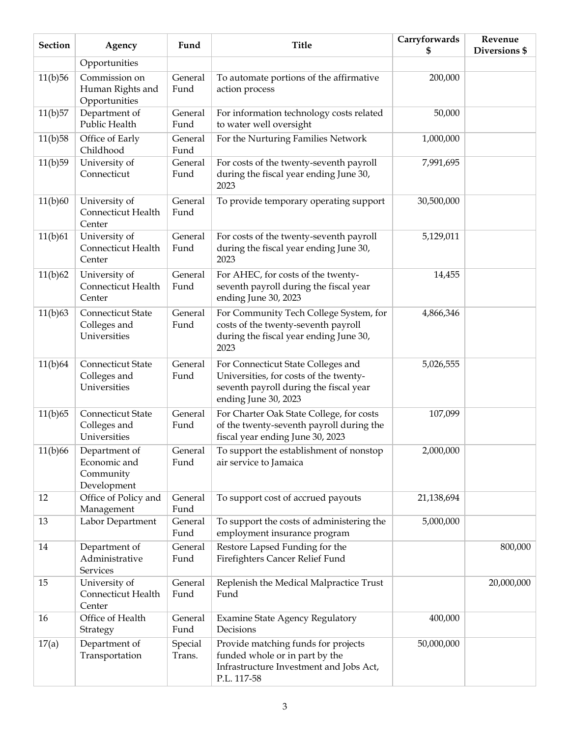| Section | Agency | Fund | Title | Carryforwards $ | Revenue Diversions $ |
|---|---|---|---|---|---|
| | Opportunities | | | | |
| 11(b)56 | Commission on Human Rights and Opportunities | General Fund | To automate portions of the affirmative action process | 200,000 | |
| 11(b)57 | Department of Public Health | General Fund | For information technology costs related to water well oversight | 50,000 | |
| 11(b)58 | Office of Early Childhood | General Fund | For the Nurturing Families Network | 1,000,000 | |
| 11(b)59 | University of Connecticut | General Fund | For costs of the twenty-seventh payroll during the fiscal year ending June 30, 2023 | 7,991,695 | |
| 11(b)60 | University of Connecticut Health Center | General Fund | To provide temporary operating support | 30,500,000 | |
| 11(b)61 | University of Connecticut Health Center | General Fund | For costs of the twenty-seventh payroll during the fiscal year ending June 30, 2023 | 5,129,011 | |
| 11(b)62 | University of Connecticut Health Center | General Fund | For AHEC, for costs of the twenty-seventh payroll during the fiscal year ending June 30, 2023 | 14,455 | |
| 11(b)63 | Connecticut State Colleges and Universities | General Fund | For Community Tech College System, for costs of the twenty-seventh payroll during the fiscal year ending June 30, 2023 | 4,866,346 | |
| 11(b)64 | Connecticut State Colleges and Universities | General Fund | For Connecticut State Colleges and Universities, for costs of the twenty-seventh payroll during the fiscal year ending June 30, 2023 | 5,026,555 | |
| 11(b)65 | Connecticut State Colleges and Universities | General Fund | For Charter Oak State College, for costs of the twenty-seventh payroll during the fiscal year ending June 30, 2023 | 107,099 | |
| 11(b)66 | Department of Economic and Community Development | General Fund | To support the establishment of nonstop air service to Jamaica | 2,000,000 | |
| 12 | Office of Policy and Management | General Fund | To support cost of accrued payouts | 21,138,694 | |
| 13 | Labor Department | General Fund | To support the costs of administering the employment insurance program | 5,000,000 | |
| 14 | Department of Administrative Services | General Fund | Restore Lapsed Funding for the Firefighters Cancer Relief Fund | | 800,000 |
| 15 | University of Connecticut Health Center | General Fund | Replenish the Medical Malpractice Trust Fund | | 20,000,000 |
| 16 | Office of Health Strategy | General Fund | Examine State Agency Regulatory Decisions | 400,000 | |
| 17(a) | Department of Transportation | Special Trans. | Provide matching funds for projects funded whole or in part by the Infrastructure Investment and Jobs Act, P.L. 117-58 | 50,000,000 | |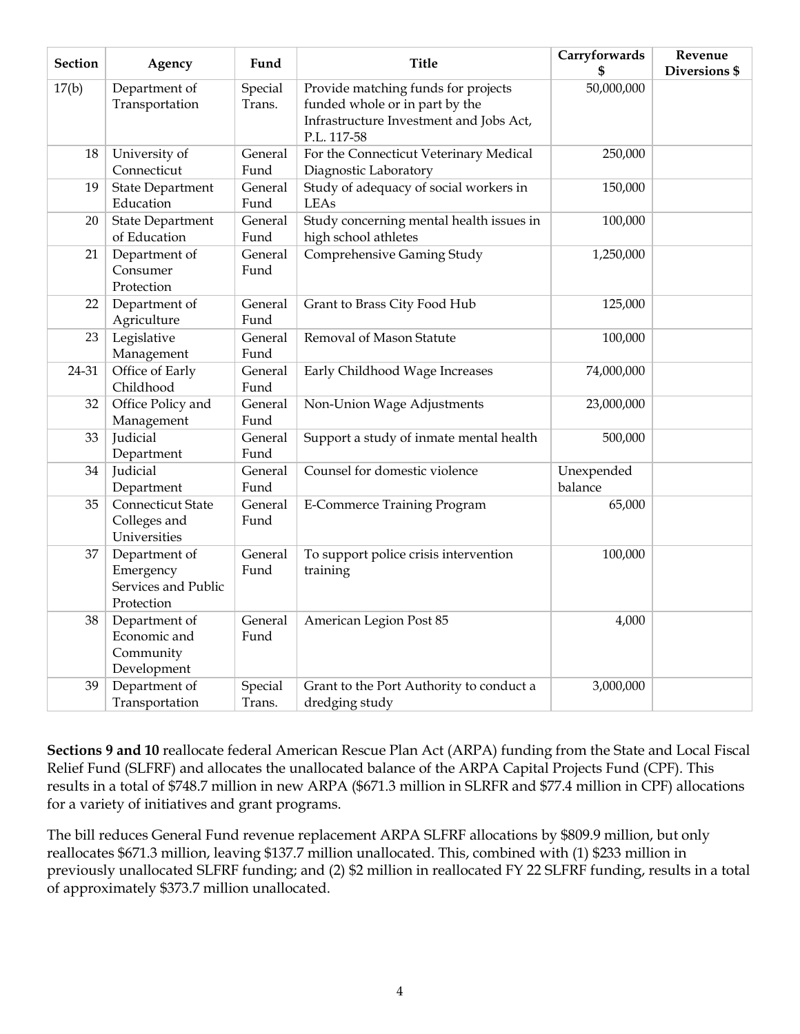| Section | Agency | Fund | Title | Carryforwards $ | Revenue Diversions $ |
|---|---|---|---|---|---|
| 17(b) | Department of Transportation | Special Trans. | Provide matching funds for projects funded whole or in part by the Infrastructure Investment and Jobs Act, P.L. 117-58 | 50,000,000 | |
| 18 | University of Connecticut | General Fund | For the Connecticut Veterinary Medical Diagnostic Laboratory | 250,000 | |
| 19 | State Department Education | General Fund | Study of adequacy of social workers in LEAs | 150,000 | |
| 20 | State Department of Education | General Fund | Study concerning mental health issues in high school athletes | 100,000 | |
| 21 | Department of Consumer Protection | General Fund | Comprehensive Gaming Study | 1,250,000 | |
| 22 | Department of Agriculture | General Fund | Grant to Brass City Food Hub | 125,000 | |
| 23 | Legislative Management | General Fund | Removal of Mason Statute | 100,000 | |
| 24-31 | Office of Early Childhood | General Fund | Early Childhood Wage Increases | 74,000,000 | |
| 32 | Office Policy and Management | General Fund | Non-Union Wage Adjustments | 23,000,000 | |
| 33 | Judicial Department | General Fund | Support a study of inmate mental health | 500,000 | |
| 34 | Judicial Department | General Fund | Counsel for domestic violence | Unexpended balance | |
| 35 | Connecticut State Colleges and Universities | General Fund | E-Commerce Training Program | 65,000 | |
| 37 | Department of Emergency Services and Public Protection | General Fund | To support police crisis intervention training | 100,000 | |
| 38 | Department of Economic and Community Development | General Fund | American Legion Post 85 | 4,000 | |
| 39 | Department of Transportation | Special Trans. | Grant to the Port Authority to conduct a dredging study | 3,000,000 | |

**Sections 9 and 10** reallocate federal American Rescue Plan Act (ARPA) funding from the State and Local Fiscal Relief Fund (SLFRF) and allocates the unallocated balance of the ARPA Capital Projects Fund (CPF). This results in a total of $748.7 million in new ARPA ($671.3 million in SLRFR and $77.4 million in CPF) allocations for a variety of initiatives and grant programs.

The bill reduces General Fund revenue replacement ARPA SLFRF allocations by $809.9 million, but only reallocates $671.3 million, leaving $137.7 million unallocated. This, combined with (1) $233 million in previously unallocated SLFRF funding; and (2) $2 million in reallocated FY 22 SLFRF funding, results in a total of approximately $373.7 million unallocated.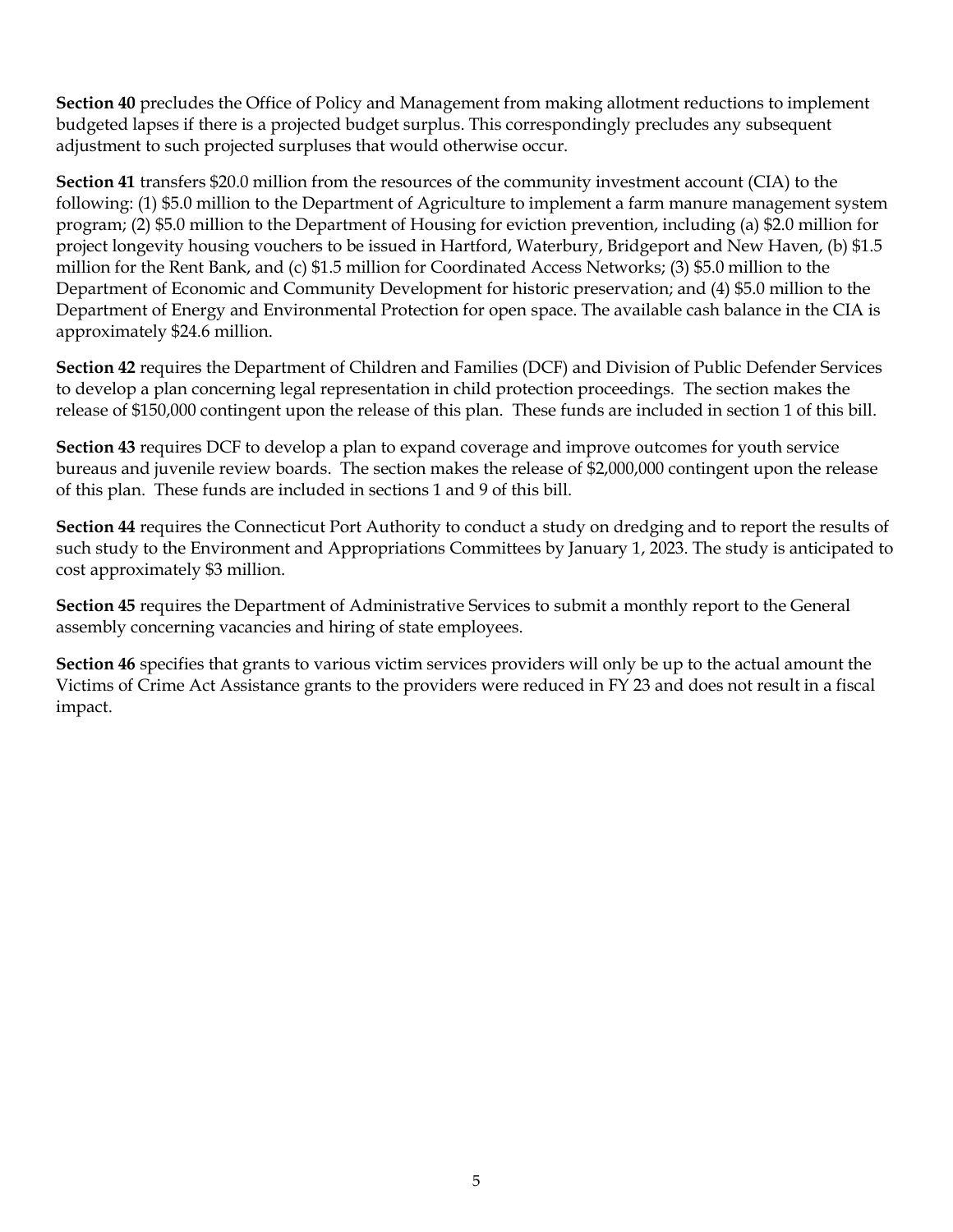**Section 40** precludes the Office of Policy and Management from making allotment reductions to implement budgeted lapses if there is a projected budget surplus. This correspondingly precludes any subsequent adjustment to such projected surpluses that would otherwise occur.

**Section 41** transfers $20.0 million from the resources of the community investment account (CIA) to the following: (1) $5.0 million to the Department of Agriculture to implement a farm manure management system program; (2) $5.0 million to the Department of Housing for eviction prevention, including (a) $2.0 million for project longevity housing vouchers to be issued in Hartford, Waterbury, Bridgeport and New Haven, (b) $1.5 million for the Rent Bank, and (c) $1.5 million for Coordinated Access Networks; (3) $5.0 million to the Department of Economic and Community Development for historic preservation; and (4) $5.0 million to the Department of Energy and Environmental Protection for open space. The available cash balance in the CIA is approximately $24.6 million.

**Section 42** requires the Department of Children and Families (DCF) and Division of Public Defender Services to develop a plan concerning legal representation in child protection proceedings. The section makes the release of $150,000 contingent upon the release of this plan. These funds are included in section 1 of this bill.

**Section 43** requires DCF to develop a plan to expand coverage and improve outcomes for youth service bureaus and juvenile review boards. The section makes the release of $2,000,000 contingent upon the release of this plan. These funds are included in sections 1 and 9 of this bill.

**Section 44** requires the Connecticut Port Authority to conduct a study on dredging and to report the results of such study to the Environment and Appropriations Committees by January 1, 2023. The study is anticipated to cost approximately $3 million.

**Section 45** requires the Department of Administrative Services to submit a monthly report to the General assembly concerning vacancies and hiring of state employees.

**Section 46** specifies that grants to various victim services providers will only be up to the actual amount the Victims of Crime Act Assistance grants to the providers were reduced in FY 23 and does not result in a fiscal impact.